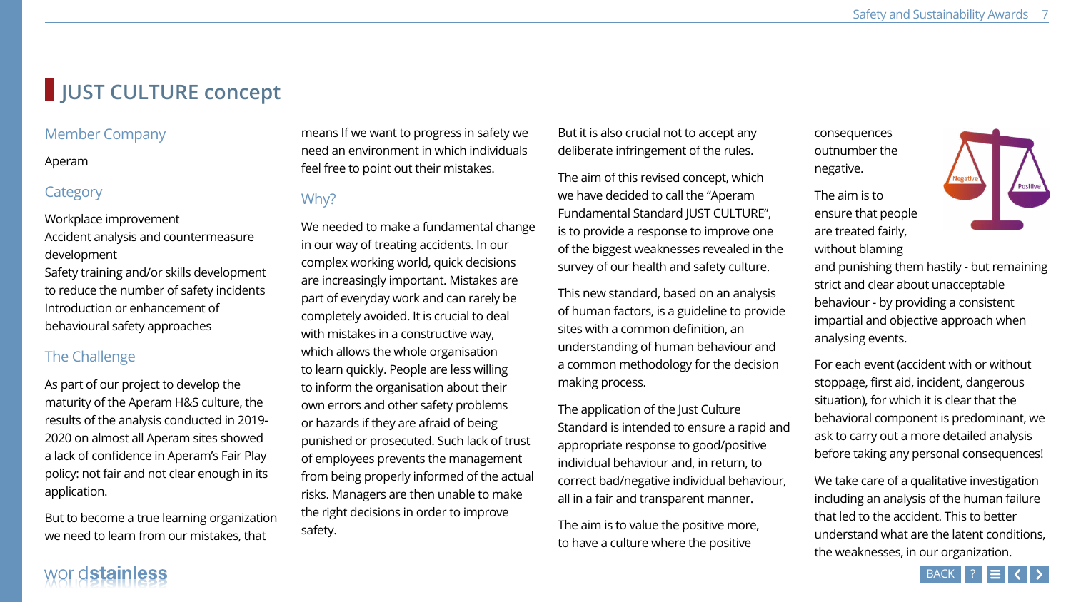# JUST CULTURE concept

## Member Company

Aperam

## Category

Workplace improvement
Accident analysis and countermeasure development
Safety training and/or skills development to reduce the number of safety incidents
Introduction or enhancement of behavioural safety approaches

## The Challenge

As part of our project to develop the maturity of the Aperam H&S culture, the results of the analysis conducted in 2019-2020 on almost all Aperam sites showed a lack of confidence in Aperam's Fair Play policy: not fair and not clear enough in its application.

But to become a true learning organization we need to learn from our mistakes, that means If we want to progress in safety we need an environment in which individuals feel free to point out their mistakes.

## Why?

We needed to make a fundamental change in our way of treating accidents. In our complex working world, quick decisions are increasingly important. Mistakes are part of everyday work and can rarely be completely avoided. It is crucial to deal with mistakes in a constructive way, which allows the whole organisation to learn quickly. People are less willing to inform the organisation about their own errors and other safety problems or hazards if they are afraid of being punished or prosecuted. Such lack of trust of employees prevents the management from being properly informed of the actual risks. Managers are then unable to make the right decisions in order to improve safety.

But it is also crucial not to accept any deliberate infringement of the rules.

The aim of this revised concept, which we have decided to call the "Aperam Fundamental Standard JUST CULTURE", is to provide a response to improve one of the biggest weaknesses revealed in the survey of our health and safety culture.

This new standard, based on an analysis of human factors, is a guideline to provide sites with a common definition, an understanding of human behaviour and a common methodology for the decision making process.

The application of the Just Culture Standard is intended to ensure a rapid and appropriate response to good/positive individual behaviour and, in return, to correct bad/negative individual behaviour, all in a fair and transparent manner.

The aim is to value the positive more, to have a culture where the positive consequences outnumber the negative.

The aim is to ensure that people are treated fairly, without blaming and punishing them hastily - but remaining strict and clear about unacceptable behaviour - by providing a consistent impartial and objective approach when analysing events.

For each event (accident with or without stoppage, first aid, incident, dangerous situation), for which it is clear that the behavioral component is predominant, we ask to carry out a more detailed analysis before taking any personal consequences!

We take care of a qualitative investigation including an analysis of the human failure that led to the accident. This to better understand what are the latent conditions, the weaknesses, in our organization.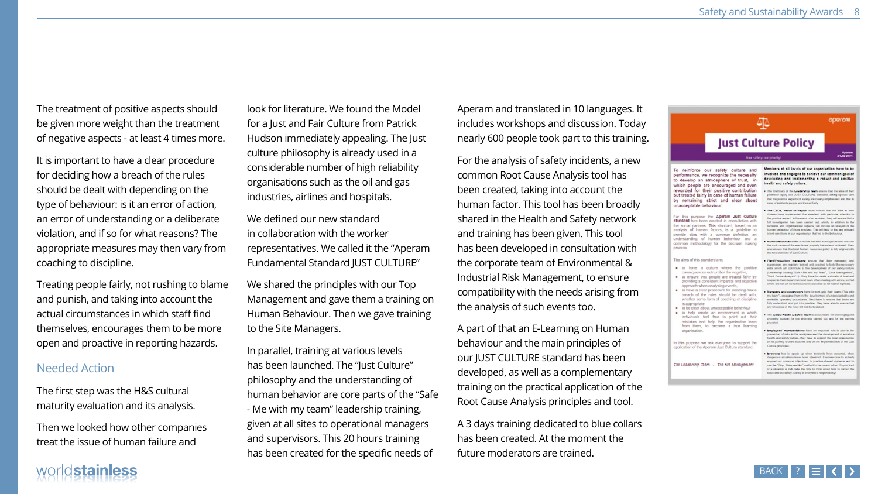The treatment of positive aspects should be given more weight than the treatment of negative aspects - at least 4 times more.

It is important to have a clear procedure for deciding how a breach of the rules should be dealt with depending on the type of behaviour: is it an error of action, an error of understanding or a deliberate violation, and if so for what reasons? The appropriate measures may then vary from coaching to discipline.

Treating people fairly, not rushing to blame and punish, and taking into account the actual circumstances in which staff find themselves, encourages them to be more open and proactive in reporting hazards.

## Needed Action

The first step was the H&S cultural maturity evaluation and its analysis.

Then we looked how other companies treat the issue of human failure and look for literature. We found the Model for a Just and Fair Culture from Patrick Hudson immediately appealing. The Just culture philosophy is already used in a considerable number of high reliability organisations such as the oil and gas industries, airlines and hospitals.

We defined our new standard in collaboration with the worker representatives. We called it the "Aperam Fundamental Standard JUST CULTURE"

We shared the principles with our Top Management and gave them a training on Human Behaviour. Then we gave training to the Site Managers.

In parallel, training at various levels has been launched. The "Just Culture" philosophy and the understanding of human behavior are core parts of the "Safe - Me with my team" leadership training, given at all sites to operational managers and supervisors. This 20 hours training has been created for the specific needs of Aperam and translated in 10 languages. It includes workshops and discussion. Today nearly 600 people took part to this training.

For the analysis of safety incidents, a new common Root Cause Analysis tool has been created, taking into account the human factor. This tool has been broadly shared in the Health and Safety network and training has been given. This tool has been developed in consultation with the corporate team of Environmental & Industrial Risk Management, to ensure compatibility with the needs arising from the analysis of such events too.

A part of that an E-Learning on Human behaviour and the main principles of our JUST CULTURE standard has been developed, as well as a complementary training on the practical application of the Root Cause Analysis principles and tool.

A 3 days training dedicated to blue collars has been created. At the moment the future moderators are trained.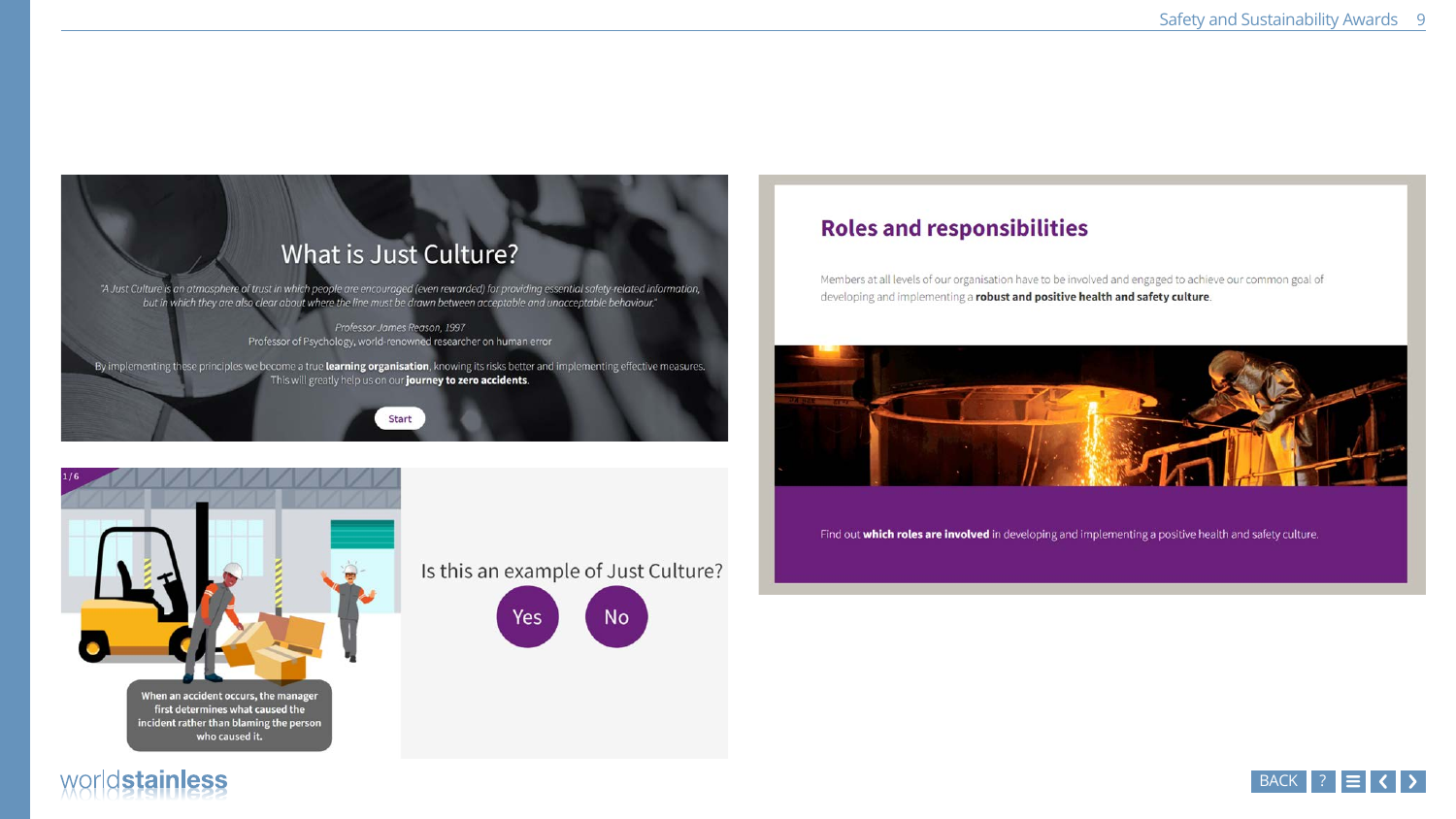## What is Just Culture?

*"A Just Culture is an atmosphere of trust in which people are encouraged (even rewarded) for providing essential safety-related information, but in which they are also clear about where the line must be drawn between acceptable and unacceptable behaviour."*

*Professor James Reason, 1997*
Professor of Psychology, world-renowned researcher on human error

By implementing these principles we become a true **learning organisation**, knowing its risks better and implementing effective measures. This will greatly help us on our **journey to zero accidents**.

Start

1/6

When an accident occurs, the manager first determines what caused the incident rather than blaming the person who caused it.

Is this an example of Just Culture?

Yes No

## Roles and responsibilities

Members at all levels of our organisation have to be involved and engaged to achieve our common goal of developing and implementing a **robust and positive health and safety culture**.

Find out **which roles are involved** in developing and implementing a positive health and safety culture.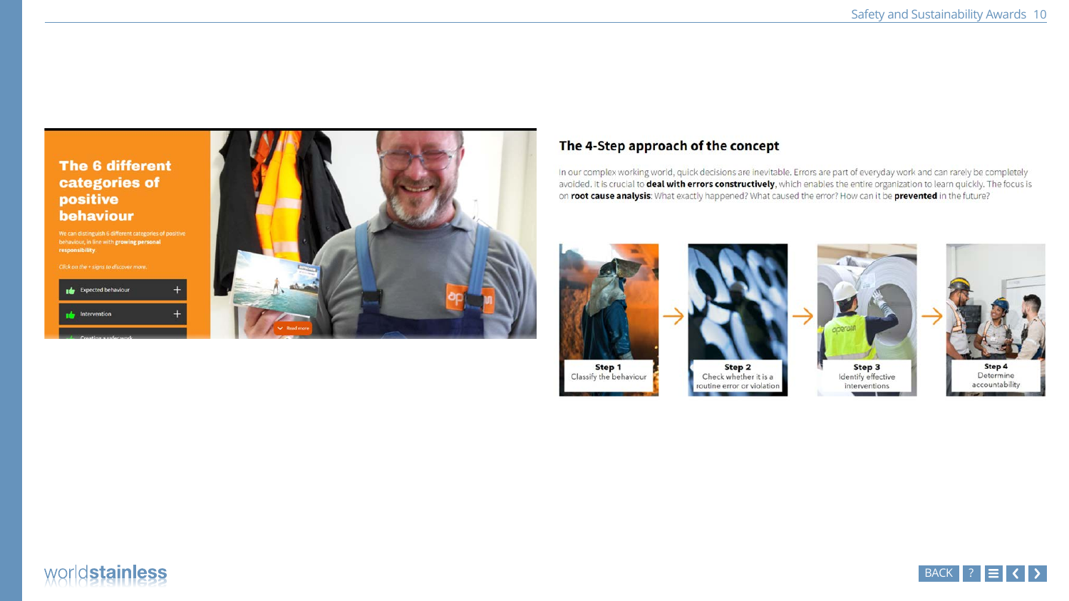## The 6 different categories of positive behaviour

We can distinguish 6 different categories of positive behaviour, in line with **growing personal responsibility**

*Click on the + signs to discover more.*

- Expected behaviour +
- Intervention +
- Creating a safer work

## The 4-Step approach of the concept

In our complex working world, quick decisions are inevitable. Errors are part of everyday work and can rarely be completely avoided. It is crucial to **deal with errors constructively**, which enables the entire organization to learn quickly. The focus is on **root cause analysis**: What exactly happened? What caused the error? How can it be **prevented** in the future?

**Step 1**
Classify the behaviour

→

**Step 2**
Check whether it is a routine error or violation

→

**Step 3**
Identify effective interventions

→

**Step 4**
Determine accountability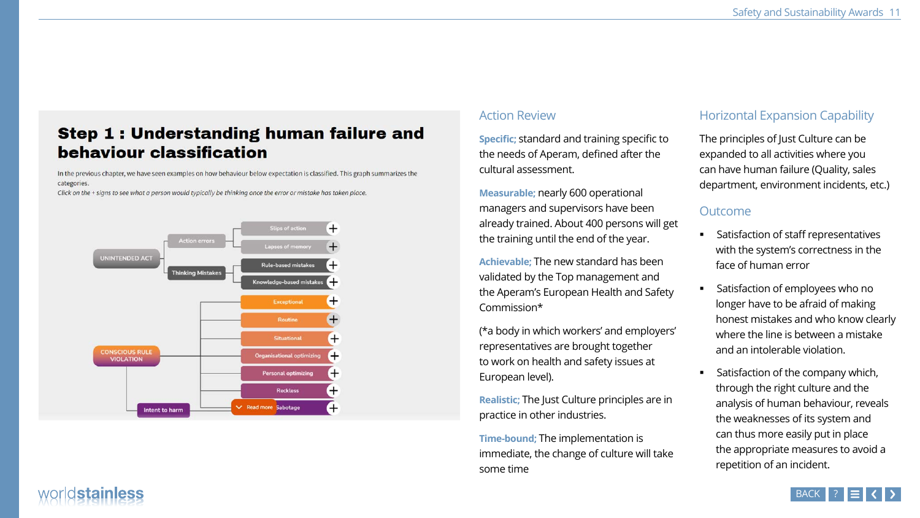## Step 1 : Understanding human failure and behaviour classification

In the previous chapter, we have seen examples on how behaviour below expectation is classified. This graph summarizes the categories.

*Click on the + signs to see what a person would typically be thinking once the error or mistake has taken place.*

UNINTENDED ACT

Action errors

Slips of action

Lapses of memory

Thinking Mistakes

Rule-based mistakes

Knowledge-based mistakes

CONSCIOUS RULE VIOLATION

Exceptional

Routine

Situational

Organisational optimizing

Personal optimizing

Reckless

Intent to harm

Sabotage

Read more

## Action Review

**Specific;** standard and training specific to the needs of Aperam, defined after the cultural assessment.

**Measurable;** nearly 600 operational managers and supervisors have been already trained. About 400 persons will get the training until the end of the year.

**Achievable;** The new standard has been validated by the Top management and the Aperam's European Health and Safety Commission*

(*a body in which workers' and employers' representatives are brought together to work on health and safety issues at European level).

**Realistic;** The Just Culture principles are in practice in other industries.

**Time-bound;** The implementation is immediate, the change of culture will take some time

## Horizontal Expansion Capability

The principles of Just Culture can be expanded to all activities where you can have human failure (Quality, sales department, environment incidents, etc.)

## Outcome

- Satisfaction of staff representatives with the system's correctness in the face of human error
- Satisfaction of employees who no longer have to be afraid of making honest mistakes and who know clearly where the line is between a mistake and an intolerable violation.
- Satisfaction of the company which, through the right culture and the analysis of human behaviour, reveals the weaknesses of its system and can thus more easily put in place the appropriate measures to avoid a repetition of an incident.